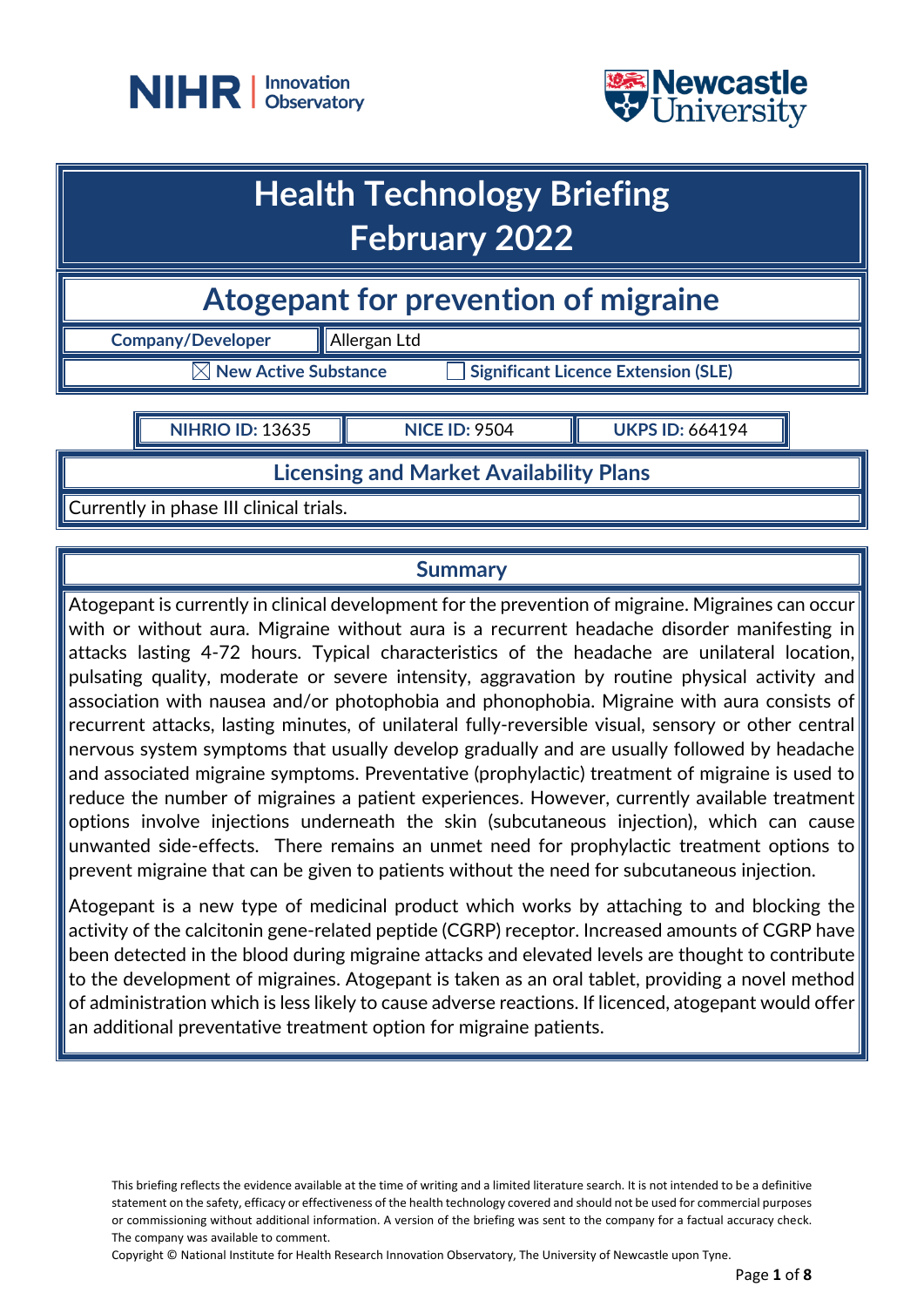# Health Technology Briefing
# February 2022

## Atogepant for prevention of migraine

| Company/Developer | Allergan Ltd |
|---|---|

☒ New Active Substance ☐ Significant Licence Extension (SLE)

| NIHRIO ID: 13635 | NICE ID: 9504 | UKPS ID: 664194 |
|---|---|---|

### Licensing and Market Availability Plans

Currently in phase III clinical trials.

### Summary

Atogepant is currently in clinical development for the prevention of migraine. Migraines can occur with or without aura. Migraine without aura is a recurrent headache disorder manifesting in attacks lasting 4-72 hours. Typical characteristics of the headache are unilateral location, pulsating quality, moderate or severe intensity, aggravation by routine physical activity and association with nausea and/or photophobia and phonophobia. Migraine with aura consists of recurrent attacks, lasting minutes, of unilateral fully-reversible visual, sensory or other central nervous system symptoms that usually develop gradually and are usually followed by headache and associated migraine symptoms. Preventative (prophylactic) treatment of migraine is used to reduce the number of migraines a patient experiences. However, currently available treatment options involve injections underneath the skin (subcutaneous injection), which can cause unwanted side-effects. There remains an unmet need for prophylactic treatment options to prevent migraine that can be given to patients without the need for subcutaneous injection.

Atogepant is a new type of medicinal product which works by attaching to and blocking the activity of the calcitonin gene-related peptide (CGRP) receptor. Increased amounts of CGRP have been detected in the blood during migraine attacks and elevated levels are thought to contribute to the development of migraines. Atogepant is taken as an oral tablet, providing a novel method of administration which is less likely to cause adverse reactions. If licenced, atogepant would offer an additional preventative treatment option for migraine patients.

This briefing reflects the evidence available at the time of writing and a limited literature search. It is not intended to be a definitive statement on the safety, efficacy or effectiveness of the health technology covered and should not be used for commercial purposes or commissioning without additional information. A version of the briefing was sent to the company for a factual accuracy check. The company was available to comment.

Copyright © National Institute for Health Research Innovation Observatory, The University of Newcastle upon Tyne.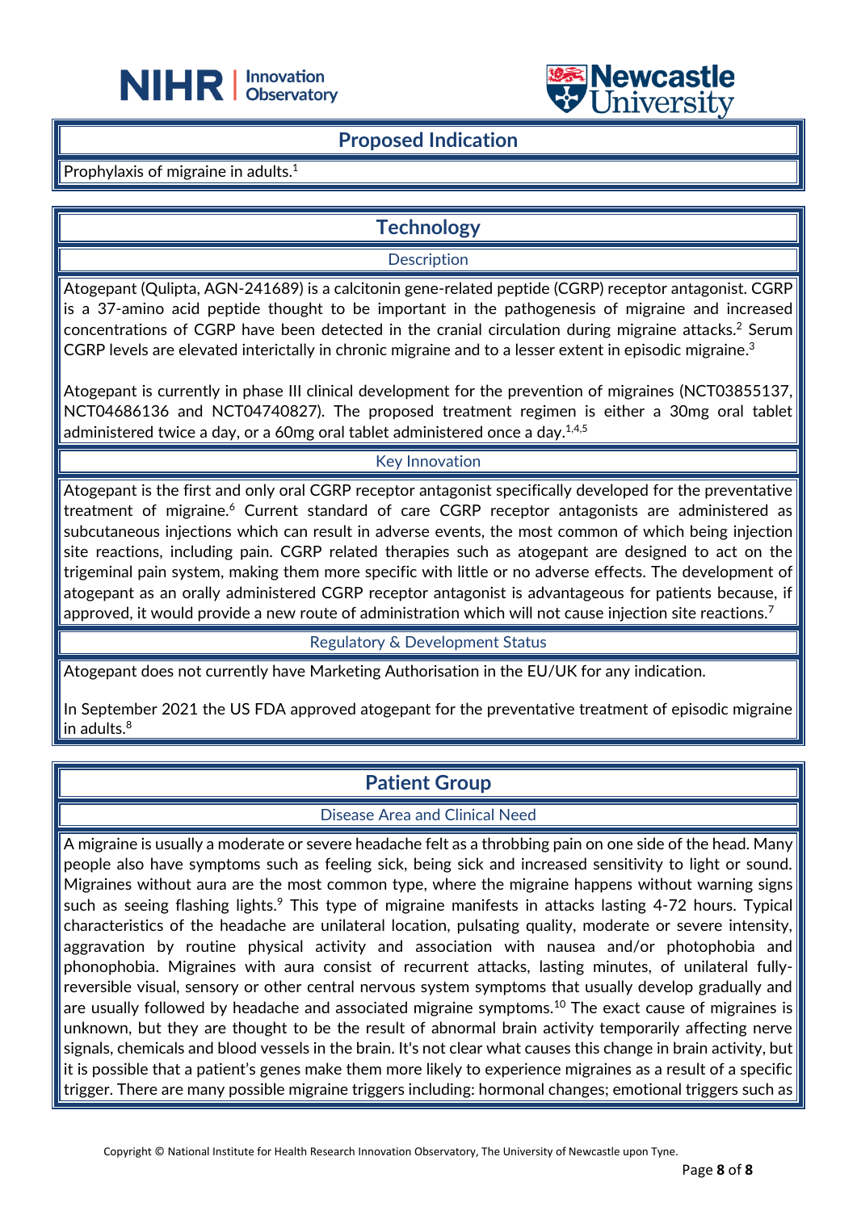## Proposed Indication

Prophylaxis of migraine in adults.[1]

## Technology

### Description

Atogepant (Qulipta, AGN-241689) is a calcitonin gene-related peptide (CGRP) receptor antagonist. CGRP is a 37-amino acid peptide thought to be important in the pathogenesis of migraine and increased concentrations of CGRP have been detected in the cranial circulation during migraine attacks.[2] Serum CGRP levels are elevated interictally in chronic migraine and to a lesser extent in episodic migraine.[3]

Atogepant is currently in phase III clinical development for the prevention of migraines (NCT03855137, NCT04686136 and NCT04740827). The proposed treatment regimen is either a 30mg oral tablet administered twice a day, or a 60mg oral tablet administered once a day.[1,4,5]

### Key Innovation

Atogepant is the first and only oral CGRP receptor antagonist specifically developed for the preventative treatment of migraine.[6] Current standard of care CGRP receptor antagonists are administered as subcutaneous injections which can result in adverse events, the most common of which being injection site reactions, including pain. CGRP related therapies such as atogepant are designed to act on the trigeminal pain system, making them more specific with little or no adverse effects. The development of atogepant as an orally administered CGRP receptor antagonist is advantageous for patients because, if approved, it would provide a new route of administration which will not cause injection site reactions.[7]

### Regulatory & Development Status

Atogepant does not currently have Marketing Authorisation in the EU/UK for any indication.

In September 2021 the US FDA approved atogepant for the preventative treatment of episodic migraine in adults.[8]

## Patient Group

### Disease Area and Clinical Need

A migraine is usually a moderate or severe headache felt as a throbbing pain on one side of the head. Many people also have symptoms such as feeling sick, being sick and increased sensitivity to light or sound. Migraines without aura are the most common type, where the migraine happens without warning signs such as seeing flashing lights.[9] This type of migraine manifests in attacks lasting 4-72 hours. Typical characteristics of the headache are unilateral location, pulsating quality, moderate or severe intensity, aggravation by routine physical activity and association with nausea and/or photophobia and phonophobia. Migraines with aura consist of recurrent attacks, lasting minutes, of unilateral fully-reversible visual, sensory or other central nervous system symptoms that usually develop gradually and are usually followed by headache and associated migraine symptoms.[10] The exact cause of migraines is unknown, but they are thought to be the result of abnormal brain activity temporarily affecting nerve signals, chemicals and blood vessels in the brain. It's not clear what causes this change in brain activity, but it is possible that a patient's genes make them more likely to experience migraines as a result of a specific trigger. There are many possible migraine triggers including: hormonal changes; emotional triggers such as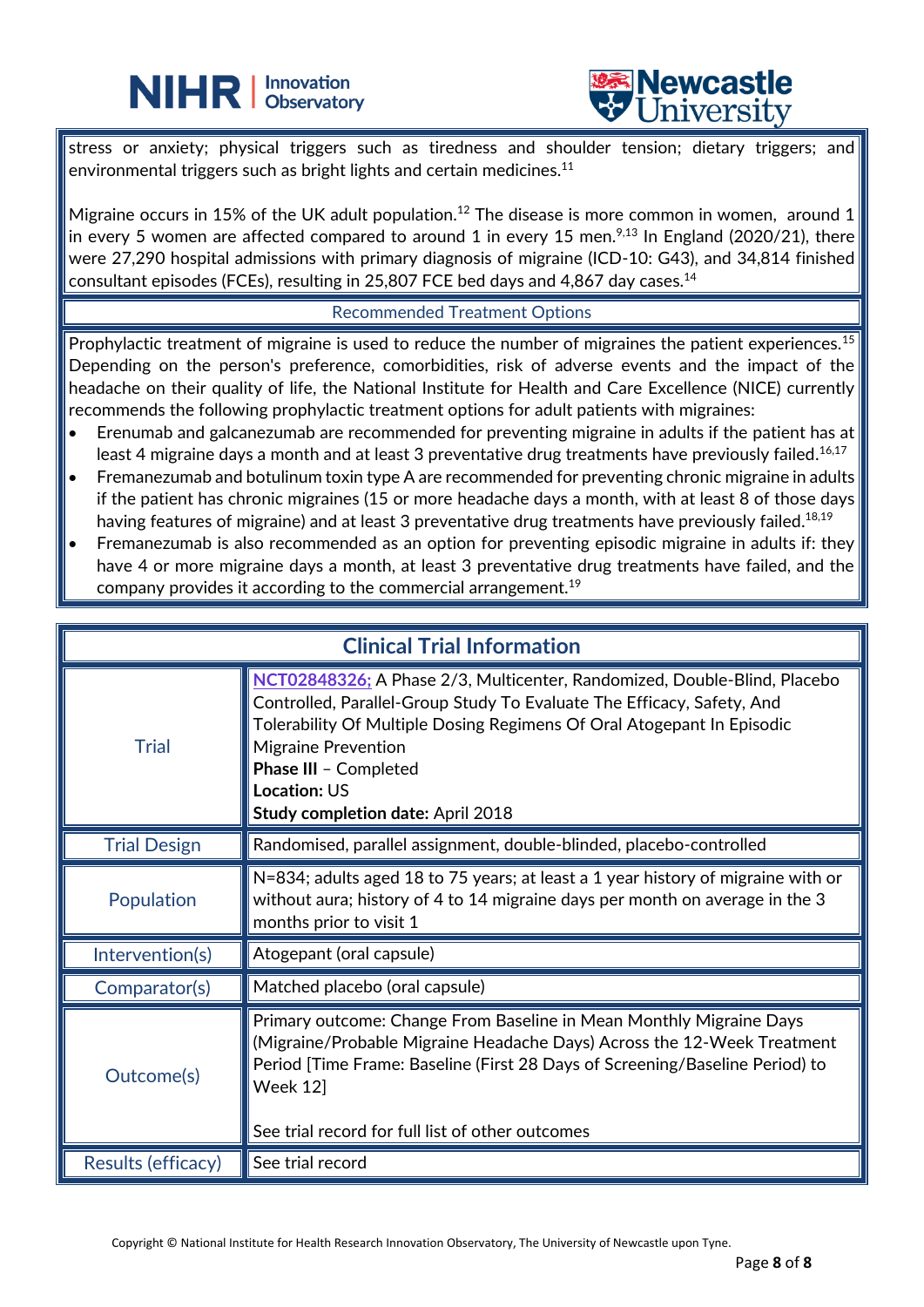stress or anxiety; physical triggers such as tiredness and shoulder tension; dietary triggers; and environmental triggers such as bright lights and certain medicines.[11]

Migraine occurs in 15% of the UK adult population.[12] The disease is more common in women, around 1 in every 5 women are affected compared to around 1 in every 15 men.[9,13] In England (2020/21), there were 27,290 hospital admissions with primary diagnosis of migraine (ICD-10: G43), and 34,814 finished consultant episodes (FCEs), resulting in 25,807 FCE bed days and 4,867 day cases.[14]

## Recommended Treatment Options

Prophylactic treatment of migraine is used to reduce the number of migraines the patient experiences.[15] Depending on the person's preference, comorbidities, risk of adverse events and the impact of the headache on their quality of life, the National Institute for Health and Care Excellence (NICE) currently recommends the following prophylactic treatment options for adult patients with migraines:

- Erenumab and galcanezumab are recommended for preventing migraine in adults if the patient has at least 4 migraine days a month and at least 3 preventative drug treatments have previously failed.[16,17]
- Fremanezumab and botulinum toxin type A are recommended for preventing chronic migraine in adults if the patient has chronic migraines (15 or more headache days a month, with at least 8 of those days having features of migraine) and at least 3 preventative drug treatments have previously failed.[18,19]
- Fremanezumab is also recommended as an option for preventing episodic migraine in adults if: they have 4 or more migraine days a month, at least 3 preventative drug treatments have failed, and the company provides it according to the commercial arrangement.[19]

## Clinical Trial Information

| | |
|---|---|
| Trial | NCT02848326; A Phase 2/3, Multicenter, Randomized, Double-Blind, Placebo Controlled, Parallel-Group Study To Evaluate The Efficacy, Safety, And Tolerability Of Multiple Dosing Regimens Of Oral Atogepant In Episodic Migraine Prevention<br>**Phase III** – Completed<br>**Location:** US<br>**Study completion date:** April 2018 |
| Trial Design | Randomised, parallel assignment, double-blinded, placebo-controlled |
| Population | N=834; adults aged 18 to 75 years; at least a 1 year history of migraine with or without aura; history of 4 to 14 migraine days per month on average in the 3 months prior to visit 1 |
| Intervention(s) | Atogepant (oral capsule) |
| Comparator(s) | Matched placebo (oral capsule) |
| Outcome(s) | Primary outcome: Change From Baseline in Mean Monthly Migraine Days (Migraine/Probable Migraine Headache Days) Across the 12-Week Treatment Period [Time Frame: Baseline (First 28 Days of Screening/Baseline Period) to Week 12]<br><br>See trial record for full list of other outcomes |
| Results (efficacy) | See trial record |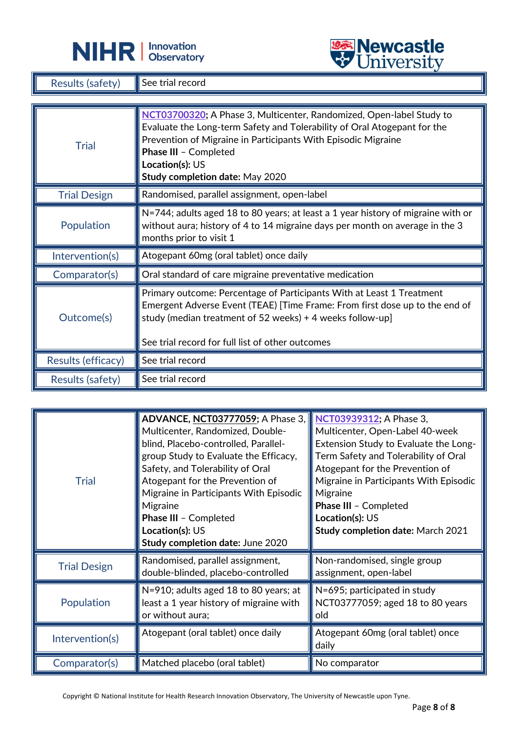| Results (safety) | See trial record |
| --- | --- |

| Trial | NCT03700320; A Phase 3, Multicenter, Randomized, Open-label Study to Evaluate the Long-term Safety and Tolerability of Oral Atogepant for the Prevention of Migraine in Participants With Episodic Migraine<br>**Phase III** – Completed<br>**Location(s):** US<br>**Study completion date:** May 2020 |
| --- | --- |
| Trial Design | Randomised, parallel assignment, open-label |
| Population | N=744; adults aged 18 to 80 years; at least a 1 year history of migraine with or without aura; history of 4 to 14 migraine days per month on average in the 3 months prior to visit 1 |
| Intervention(s) | Atogepant 60mg (oral tablet) once daily |
| Comparator(s) | Oral standard of care migraine preventative medication |
| Outcome(s) | Primary outcome: Percentage of Participants With at Least 1 Treatment Emergent Adverse Event (TEAE) [Time Frame: From first dose up to the end of study (median treatment of 52 weeks) + 4 weeks follow-up]<br><br>See trial record for full list of other outcomes |
| Results (efficacy) | See trial record |
| Results (safety) | See trial record |

| Trial | **ADVANCE, NCT03777059;** A Phase 3, Multicenter, Randomized, Double-blind, Placebo-controlled, Parallel-group Study to Evaluate the Efficacy, Safety, and Tolerability of Oral Atogepant for the Prevention of Migraine in Participants With Episodic Migraine<br>**Phase III** – Completed<br>**Location(s):** US<br>**Study completion date:** June 2020 | NCT03939312; A Phase 3, Multicenter, Open-Label 40-week Extension Study to Evaluate the Long-Term Safety and Tolerability of Oral Atogepant for the Prevention of Migraine in Participants With Episodic Migraine<br>**Phase III** – Completed<br>**Location(s):** US<br>**Study completion date:** March 2021 |
| --- | --- | --- |
| Trial Design | Randomised, parallel assignment, double-blinded, placebo-controlled | Non-randomised, single group assignment, open-label |
| Population | N=910; adults aged 18 to 80 years; at least a 1 year history of migraine with or without aura; | N=695; participated in study NCT03777059; aged 18 to 80 years old |
| Intervention(s) | Atogepant (oral tablet) once daily | Atogepant 60mg (oral tablet) once daily |
| Comparator(s) | Matched placebo (oral tablet) | No comparator |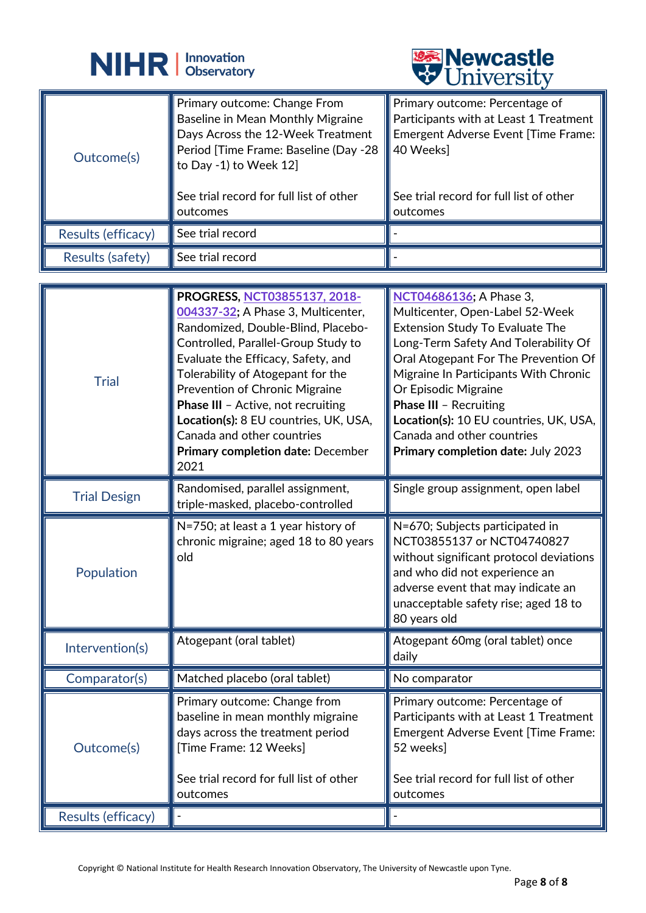| Outcome(s) | Primary outcome: Change From Baseline in Mean Monthly Migraine Days Across the 12-Week Treatment Period [Time Frame: Baseline (Day -28 to Day -1) to Week 12]<br><br>See trial record for full list of other outcomes | Primary outcome: Percentage of Participants with at Least 1 Treatment Emergent Adverse Event [Time Frame: 40 Weeks]<br><br>See trial record for full list of other outcomes |
|---|---|---|
| Results (efficacy) | See trial record | - |
| Results (safety) | See trial record | - |

| Trial | **PROGRESS**, NCT03855137, 2018-004337-32; A Phase 3, Multicenter, Randomized, Double-Blind, Placebo-Controlled, Parallel-Group Study to Evaluate the Efficacy, Safety, and Tolerability of Atogepant for the Prevention of Chronic Migraine<br>**Phase III** – Active, not recruiting<br>**Location(s):** 8 EU countries, UK, USA, Canada and other countries<br>**Primary completion date:** December 2021 | NCT04686136; A Phase 3, Multicenter, Open-Label 52-Week Extension Study To Evaluate The Long-Term Safety And Tolerability Of Oral Atogepant For The Prevention Of Migraine In Participants With Chronic Or Episodic Migraine<br>**Phase III** – Recruiting<br>**Location(s):** 10 EU countries, UK, USA, Canada and other countries<br>**Primary completion date:** July 2023 |
|---|---|---|
| Trial Design | Randomised, parallel assignment, triple-masked, placebo-controlled | Single group assignment, open label |
| Population | N=750; at least a 1 year history of chronic migraine; aged 18 to 80 years old | N=670; Subjects participated in NCT03855137 or NCT04740827 without significant protocol deviations and who did not experience an adverse event that may indicate an unacceptable safety rise; aged 18 to 80 years old |
| Intervention(s) | Atogepant (oral tablet) | Atogepant 60mg (oral tablet) once daily |
| Comparator(s) | Matched placebo (oral tablet) | No comparator |
| Outcome(s) | Primary outcome: Change from baseline in mean monthly migraine days across the treatment period [Time Frame: 12 Weeks]<br><br>See trial record for full list of other outcomes | Primary outcome: Percentage of Participants with at Least 1 Treatment Emergent Adverse Event [Time Frame: 52 weeks]<br><br>See trial record for full list of other outcomes |
| Results (efficacy) | - | - |

Copyright © National Institute for Health Research Innovation Observatory, The University of Newcastle upon Tyne.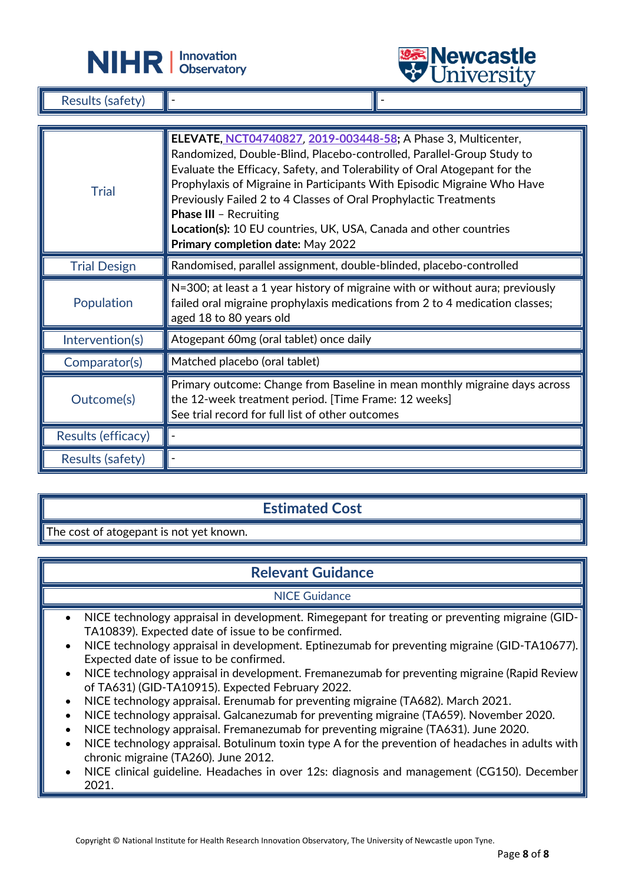| Results (safety) | - | - |
|---|---|---|

| | |
|---|---|
| Trial | **ELEVATE, NCT04740827, 2019-003448-58;** A Phase 3, Multicenter, Randomized, Double-Blind, Placebo-controlled, Parallel-Group Study to Evaluate the Efficacy, Safety, and Tolerability of Oral Atogepant for the Prophylaxis of Migraine in Participants With Episodic Migraine Who Have Previously Failed 2 to 4 Classes of Oral Prophylactic Treatments<br>**Phase III** – Recruiting<br>**Location(s):** 10 EU countries, UK, USA, Canada and other countries<br>**Primary completion date:** May 2022 |
| Trial Design | Randomised, parallel assignment, double-blinded, placebo-controlled |
| Population | N=300; at least a 1 year history of migraine with or without aura; previously failed oral migraine prophylaxis medications from 2 to 4 medication classes; aged 18 to 80 years old |
| Intervention(s) | Atogepant 60mg (oral tablet) once daily |
| Comparator(s) | Matched placebo (oral tablet) |
| Outcome(s) | Primary outcome: Change from Baseline in mean monthly migraine days across the 12-week treatment period. [Time Frame: 12 weeks]<br>See trial record for full list of other outcomes |
| Results (efficacy) | - |
| Results (safety) | - |

## Estimated Cost

The cost of atogepant is not yet known.

## Relevant Guidance

### NICE Guidance

- NICE technology appraisal in development. Rimegepant for treating or preventing migraine (GID-TA10839). Expected date of issue to be confirmed.
- NICE technology appraisal in development. Eptinezumab for preventing migraine (GID-TA10677). Expected date of issue to be confirmed.
- NICE technology appraisal in development. Fremanezumab for preventing migraine (Rapid Review of TA631) (GID-TA10915). Expected February 2022.
- NICE technology appraisal. Erenumab for preventing migraine (TA682). March 2021.
- NICE technology appraisal. Galcanezumab for preventing migraine (TA659). November 2020.
- NICE technology appraisal. Fremanezumab for preventing migraine (TA631). June 2020.
- NICE technology appraisal. Botulinum toxin type A for the prevention of headaches in adults with chronic migraine (TA260). June 2012.
- NICE clinical guideline. Headaches in over 12s: diagnosis and management (CG150). December 2021.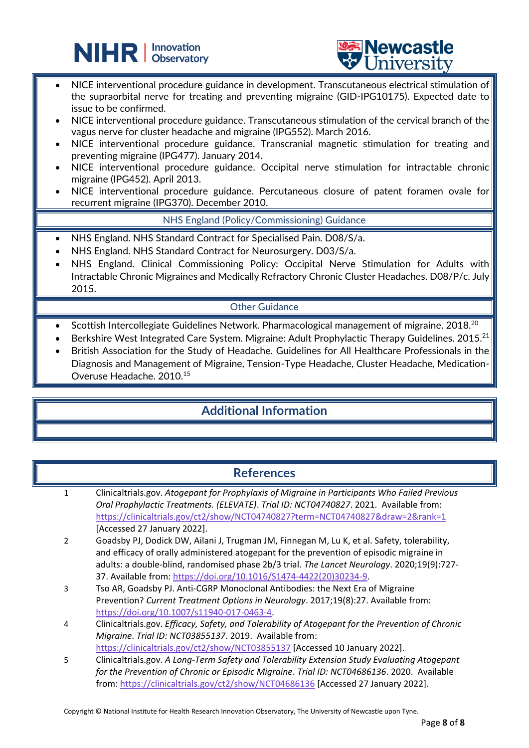- NICE interventional procedure guidance in development. Transcutaneous electrical stimulation of the supraorbital nerve for treating and preventing migraine (GID-IPG10175). Expected date to issue to be confirmed.
- NICE interventional procedure guidance. Transcutaneous stimulation of the cervical branch of the vagus nerve for cluster headache and migraine (IPG552). March 2016.
- NICE interventional procedure guidance. Transcranial magnetic stimulation for treating and preventing migraine (IPG477). January 2014.
- NICE interventional procedure guidance. Occipital nerve stimulation for intractable chronic migraine (IPG452). April 2013.
- NICE interventional procedure guidance. Percutaneous closure of patent foramen ovale for recurrent migraine (IPG370). December 2010.

### NHS England (Policy/Commissioning) Guidance

- NHS England. NHS Standard Contract for Specialised Pain. D08/S/a.
- NHS England. NHS Standard Contract for Neurosurgery. D03/S/a.
- NHS England. Clinical Commissioning Policy: Occipital Nerve Stimulation for Adults with Intractable Chronic Migraines and Medically Refractory Chronic Cluster Headaches. D08/P/c. July 2015.

### Other Guidance

- Scottish Intercollegiate Guidelines Network. Pharmacological management of migraine. 2018.[20]
- Berkshire West Integrated Care System. Migraine: Adult Prophylactic Therapy Guidelines. 2015.[21]
- British Association for the Study of Headache. Guidelines for All Healthcare Professionals in the Diagnosis and Management of Migraine, Tension-Type Headache, Cluster Headache, Medication-Overuse Headache. 2010.[15]

## Additional Information

## References

1. Clinicaltrials.gov. *Atogepant for Prophylaxis of Migraine in Participants Who Failed Previous Oral Prophylactic Treatments. (ELEVATE)*. *Trial ID: NCT04740827*. 2021. Available from: https://clinicaltrials.gov/ct2/show/NCT04740827?term=NCT04740827&draw=2&rank=1 [Accessed 27 January 2022].
2. Goadsby PJ, Dodick DW, Ailani J, Trugman JM, Finnegan M, Lu K, et al. Safety, tolerability, and efficacy of orally administered atogepant for the prevention of episodic migraine in adults: a double-blind, randomised phase 2b/3 trial. *The Lancet Neurology*. 2020;19(9):727-37. Available from: https://doi.org/10.1016/S1474-4422(20)30234-9.
3. Tso AR, Goadsby PJ. Anti-CGRP Monoclonal Antibodies: the Next Era of Migraine Prevention? *Current Treatment Options in Neurology*. 2017;19(8):27. Available from: https://doi.org/10.1007/s11940-017-0463-4.
4. Clinicaltrials.gov. *Efficacy, Safety, and Tolerability of Atogepant for the Prevention of Chronic Migraine*. *Trial ID: NCT03855137*. 2019. Available from: https://clinicaltrials.gov/ct2/show/NCT03855137 [Accessed 10 January 2022].
5. Clinicaltrials.gov. *A Long-Term Safety and Tolerability Extension Study Evaluating Atogepant for the Prevention of Chronic or Episodic Migraine*. *Trial ID: NCT04686136*. 2020. Available from: https://clinicaltrials.gov/ct2/show/NCT04686136 [Accessed 27 January 2022].

Copyright © National Institute for Health Research Innovation Observatory, The University of Newcastle upon Tyne.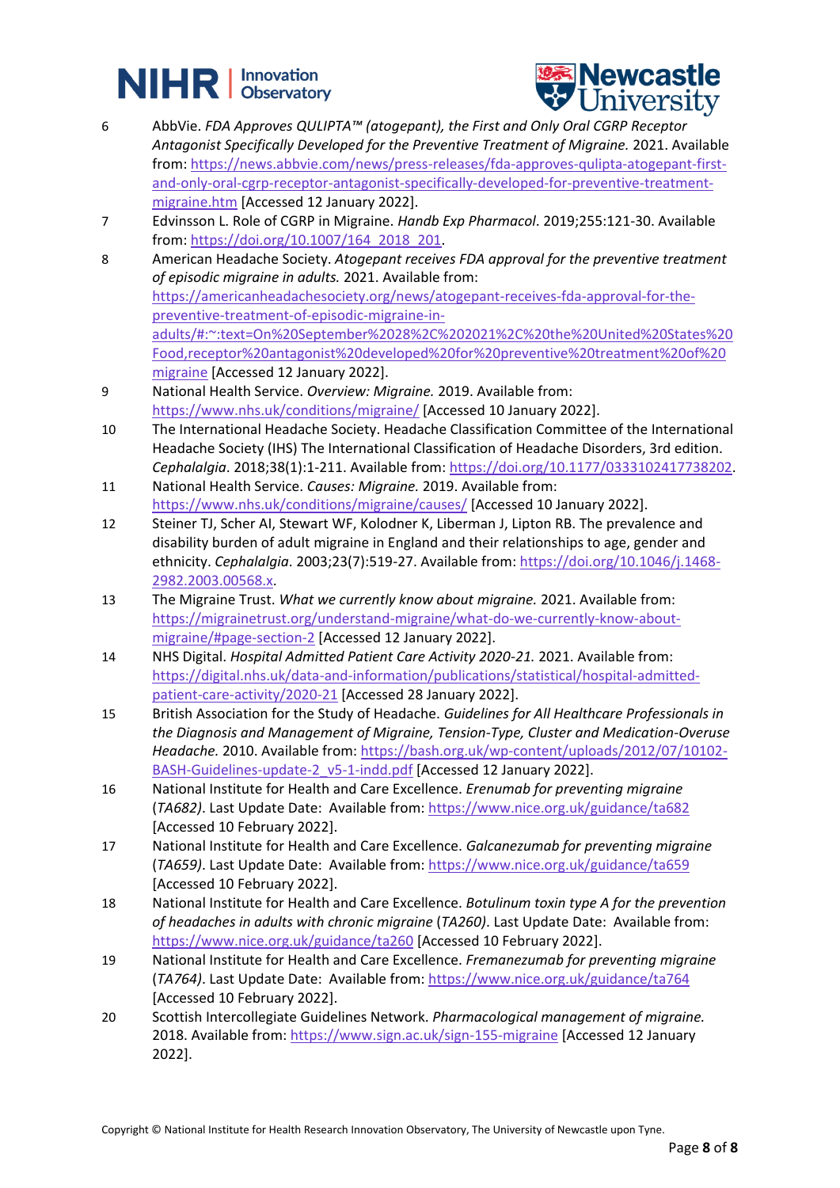6. AbbVie. *FDA Approves QULIPTA™ (atogepant), the First and Only Oral CGRP Receptor Antagonist Specifically Developed for the Preventive Treatment of Migraine.* 2021. Available from: https://news.abbvie.com/news/press-releases/fda-approves-qulipta-atogepant-first-and-only-oral-cgrp-receptor-antagonist-specifically-developed-for-preventive-treatment-migraine.htm [Accessed 12 January 2022].
7. Edvinsson L. Role of CGRP in Migraine. *Handb Exp Pharmacol*. 2019;255:121-30. Available from: https://doi.org/10.1007/164_2018_201.
8. American Headache Society. *Atogepant receives FDA approval for the preventive treatment of episodic migraine in adults.* 2021. Available from: https://americanheadachesociety.org/news/atogepant-receives-fda-approval-for-the-preventive-treatment-of-episodic-migraine-in-adults/#:~:text=On%20September%2028%2C%202021%2C%20the%20United%20States%20Food,receptor%20antagonist%20developed%20for%20preventive%20treatment%20of%20migraine [Accessed 12 January 2022].
9. National Health Service. *Overview: Migraine.* 2019. Available from: https://www.nhs.uk/conditions/migraine/ [Accessed 10 January 2022].
10. The International Headache Society. Headache Classification Committee of the International Headache Society (IHS) The International Classification of Headache Disorders, 3rd edition. *Cephalalgia*. 2018;38(1):1-211. Available from: https://doi.org/10.1177/0333102417738202.
11. National Health Service. *Causes: Migraine.* 2019. Available from: https://www.nhs.uk/conditions/migraine/causes/ [Accessed 10 January 2022].
12. Steiner TJ, Scher AI, Stewart WF, Kolodner K, Liberman J, Lipton RB. The prevalence and disability burden of adult migraine in England and their relationships to age, gender and ethnicity. *Cephalalgia*. 2003;23(7):519-27. Available from: https://doi.org/10.1046/j.1468-2982.2003.00568.x.
13. The Migraine Trust. *What we currently know about migraine.* 2021. Available from: https://migrainetrust.org/understand-migraine/what-do-we-currently-know-about-migraine/#page-section-2 [Accessed 12 January 2022].
14. NHS Digital. *Hospital Admitted Patient Care Activity 2020-21.* 2021. Available from: https://digital.nhs.uk/data-and-information/publications/statistical/hospital-admitted-patient-care-activity/2020-21 [Accessed 28 January 2022].
15. British Association for the Study of Headache. *Guidelines for All Healthcare Professionals in the Diagnosis and Management of Migraine, Tension-Type, Cluster and Medication-Overuse Headache.* 2010. Available from: https://bash.org.uk/wp-content/uploads/2012/07/10102-BASH-Guidelines-update-2_v5-1-indd.pdf [Accessed 12 January 2022].
16. National Institute for Health and Care Excellence. *Erenumab for preventing migraine* (*TA682*). Last Update Date: Available from: https://www.nice.org.uk/guidance/ta682 [Accessed 10 February 2022].
17. National Institute for Health and Care Excellence. *Galcanezumab for preventing migraine* (*TA659*). Last Update Date: Available from: https://www.nice.org.uk/guidance/ta659 [Accessed 10 February 2022].
18. National Institute for Health and Care Excellence. *Botulinum toxin type A for the prevention of headaches in adults with chronic migraine* (*TA260*). Last Update Date: Available from: https://www.nice.org.uk/guidance/ta260 [Accessed 10 February 2022].
19. National Institute for Health and Care Excellence. *Fremanezumab for preventing migraine* (*TA764*). Last Update Date: Available from: https://www.nice.org.uk/guidance/ta764 [Accessed 10 February 2022].
20. Scottish Intercollegiate Guidelines Network. *Pharmacological management of migraine.* 2018. Available from: https://www.sign.ac.uk/sign-155-migraine [Accessed 12 January 2022].

Copyright © National Institute for Health Research Innovation Observatory, The University of Newcastle upon Tyne.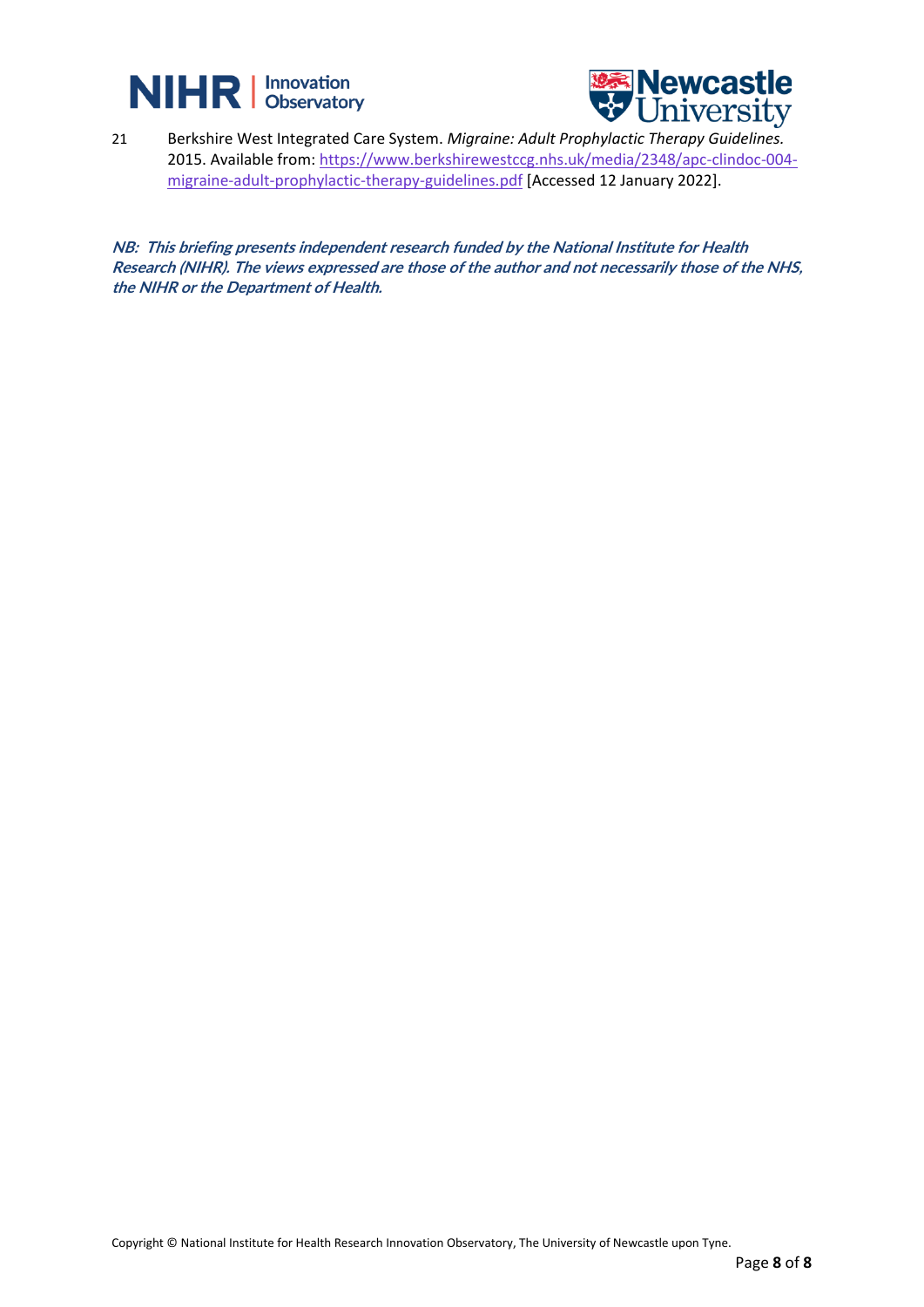21 Berkshire West Integrated Care System. *Migraine: Adult Prophylactic Therapy Guidelines.* 2015. Available from: https://www.berkshirewestccg.nhs.uk/media/2348/apc-clindoc-004-migraine-adult-prophylactic-therapy-guidelines.pdf [Accessed 12 January 2022].

***NB: This briefing presents independent research funded by the National Institute for Health Research (NIHR). The views expressed are those of the author and not necessarily those of the NHS, the NIHR or the Department of Health.***

Copyright © National Institute for Health Research Innovation Observatory, The University of Newcastle upon Tyne.